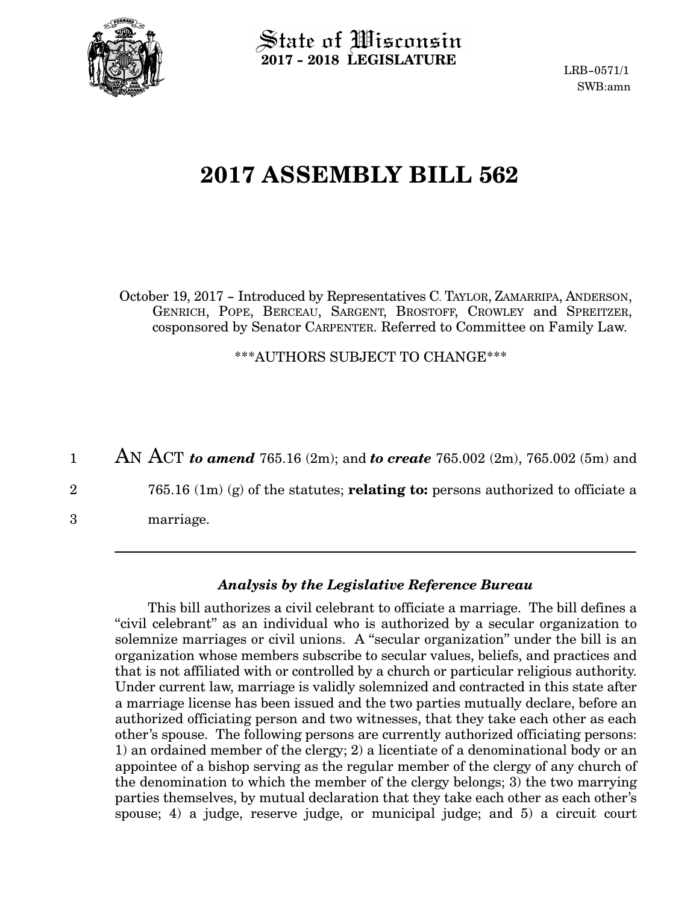State of Wisconsin
**2017 - 2018 LEGISLATURE**

LRB-0571/1
SWB:amn

# 2017 ASSEMBLY BILL 562

October 19, 2017 - Introduced by Representatives C. TAYLOR, ZAMARRIPA, ANDERSON, GENRICH, POPE, BERCEAU, SARGENT, BROSTOFF, CROWLEY and SPREITZER, cosponsored by Senator CARPENTER. Referred to Committee on Family Law.

***AUTHORS SUBJECT TO CHANGE***

1 AN ACT ***to amend*** 765.16 (2m); and ***to create*** 765.002 (2m), 765.002 (5m) and
2 765.16 (1m) (g) of the statutes; **relating to:** persons authorized to officiate a
3 marriage.

---

### *Analysis by the Legislative Reference Bureau*

This bill authorizes a civil celebrant to officiate a marriage. The bill defines a "civil celebrant" as an individual who is authorized by a secular organization to solemnize marriages or civil unions. A "secular organization" under the bill is an organization whose members subscribe to secular values, beliefs, and practices and that is not affiliated with or controlled by a church or particular religious authority. Under current law, marriage is validly solemnized and contracted in this state after a marriage license has been issued and the two parties mutually declare, before an authorized officiating person and two witnesses, that they take each other as each other's spouse. The following persons are currently authorized officiating persons: 1) an ordained member of the clergy; 2) a licentiate of a denominational body or an appointee of a bishop serving as the regular member of the clergy of any church of the denomination to which the member of the clergy belongs; 3) the two marrying parties themselves, by mutual declaration that they take each other as each other's spouse; 4) a judge, reserve judge, or municipal judge; and 5) a circuit court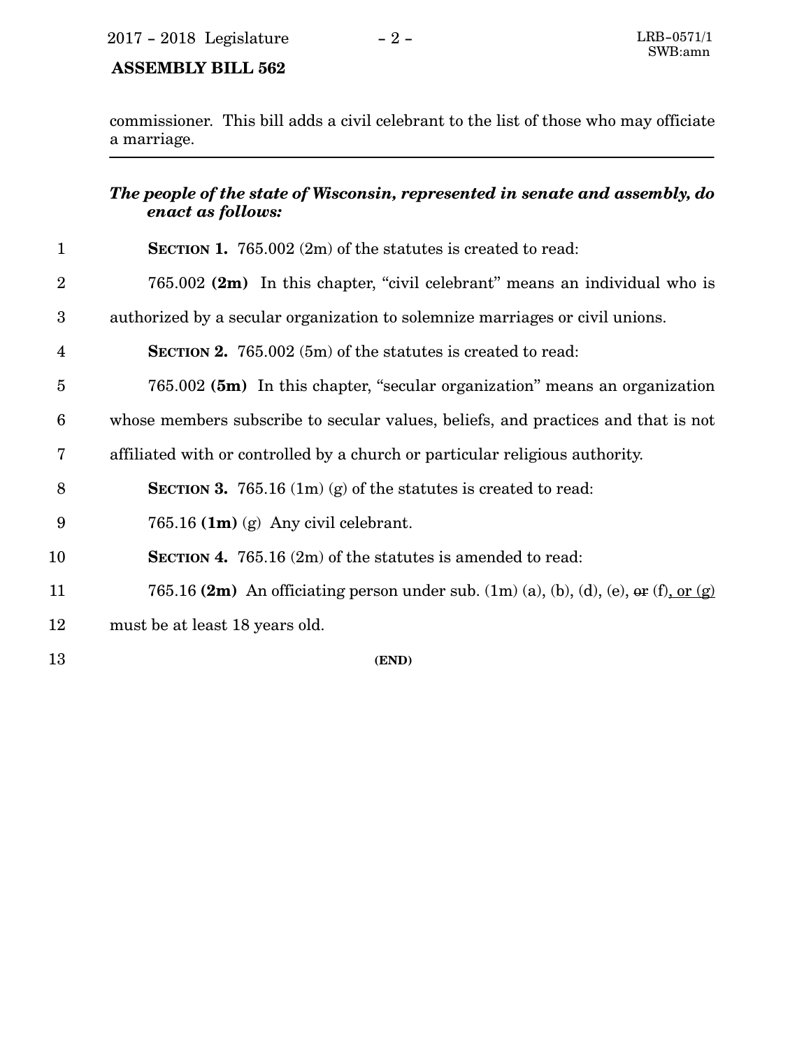commissioner. This bill adds a civil celebrant to the list of those who may officiate a marriage.

---

***The people of the state of Wisconsin, represented in senate and assembly, do enact as follows:***

**SECTION 1.** 765.002 (2m) of the statutes is created to read:

765.002 **(2m)** In this chapter, "civil celebrant" means an individual who is authorized by a secular organization to solemnize marriages or civil unions.

**SECTION 2.** 765.002 (5m) of the statutes is created to read:

765.002 **(5m)** In this chapter, "secular organization" means an organization whose members subscribe to secular values, beliefs, and practices and that is not affiliated with or controlled by a church or particular religious authority.

**SECTION 3.** 765.16 (1m) (g) of the statutes is created to read:

765.16 **(1m)** (g) Any civil celebrant.

**SECTION 4.** 765.16 (2m) of the statutes is amended to read:

765.16 **(2m)** An officiating person under sub. (1m) (a), (b), (d), (e), ~~or~~ (f), or (g) must be at least 18 years old.

**(END)**